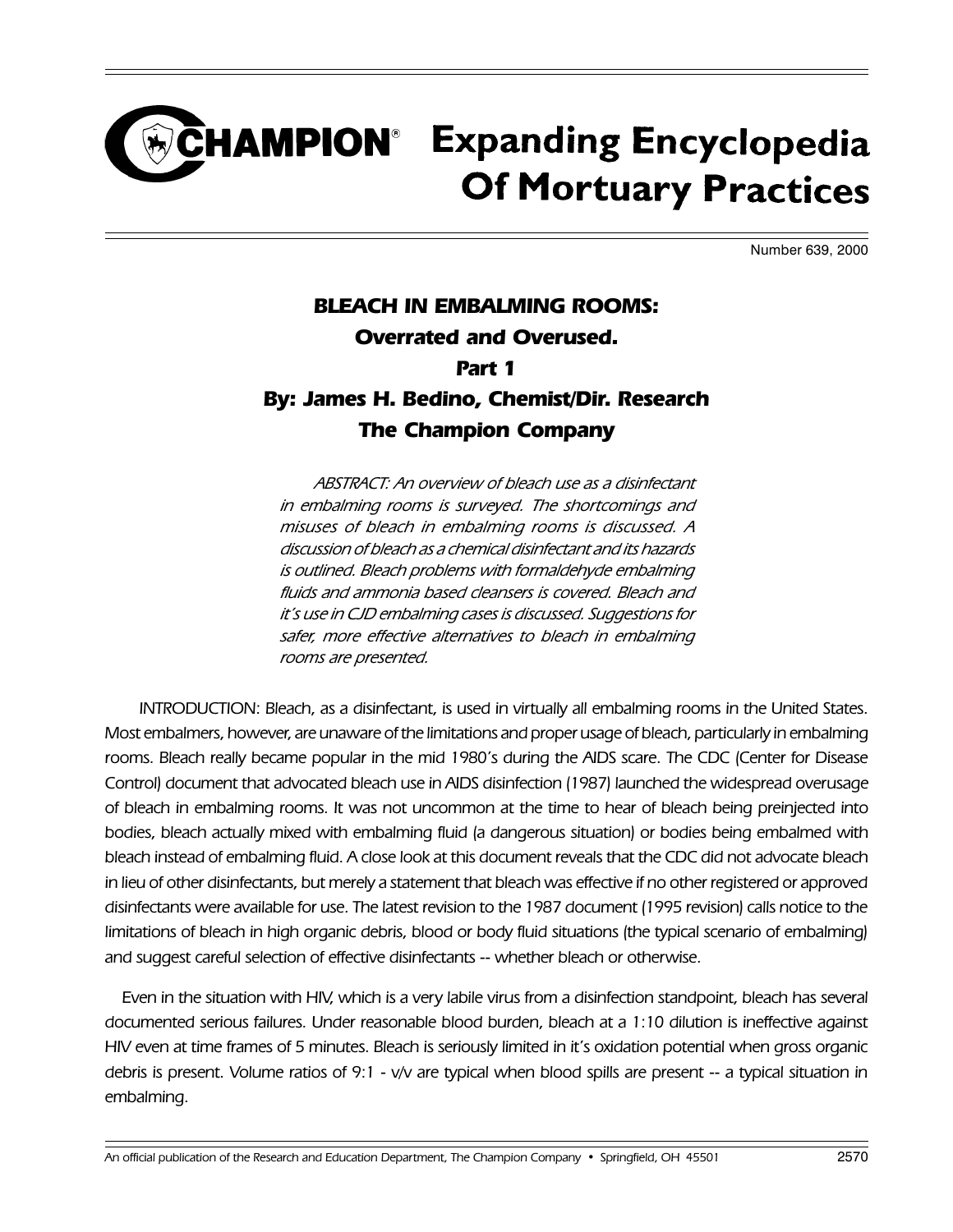# CHAMPION® Expanding Encyclopedia Of Mortuary Practices

Number 639, 2000

## *BLEACH IN EMBALMING ROOMS:*
## *Overrated and Overused.*
## *Part 1*
### *By: James H. Bedino, Chemist/Dir. Research*
### *The Champion Company*

*ABSTRACT: An overview of bleach use as a disinfectant in embalming rooms is surveyed. The shortcomings and misuses of bleach in embalming rooms is discussed. A discussion of bleach as a chemical disinfectant and its hazards is outlined. Bleach problems with formaldehyde embalming fluids and ammonia based cleansers is covered. Bleach and it's use in CJD embalming cases is discussed. Suggestions for safer, more effective alternatives to bleach in embalming rooms are presented.*

INTRODUCTION: Bleach, as a disinfectant, is used in virtually all embalming rooms in the United States. Most embalmers, however, are unaware of the limitations and proper usage of bleach, particularly in embalming rooms. Bleach really became popular in the mid 1980's during the AIDS scare. The CDC (Center for Disease Control) document that advocated bleach use in AIDS disinfection (1987) launched the widespread overusage of bleach in embalming rooms. It was not uncommon at the time to hear of bleach being preinjected into bodies, bleach actually mixed with embalming fluid (a dangerous situation) or bodies being embalmed with bleach instead of embalming fluid. A close look at this document reveals that the CDC did not advocate bleach in lieu of other disinfectants, but merely a statement that bleach was effective if no other registered or approved disinfectants were available for use. The latest revision to the 1987 document (1995 revision) calls notice to the limitations of bleach in high organic debris, blood or body fluid situations (the typical scenario of embalming) and suggest careful selection of effective disinfectants -- whether bleach or otherwise.

Even in the situation with HIV, which is a very labile virus from a disinfection standpoint, bleach has several documented serious failures. Under reasonable blood burden, bleach at a 1:10 dilution is ineffective against HIV even at time frames of 5 minutes. Bleach is seriously limited in it's oxidation potential when gross organic debris is present. Volume ratios of 9:1 - v/v are typical when blood spills are present -- a typical situation in embalming.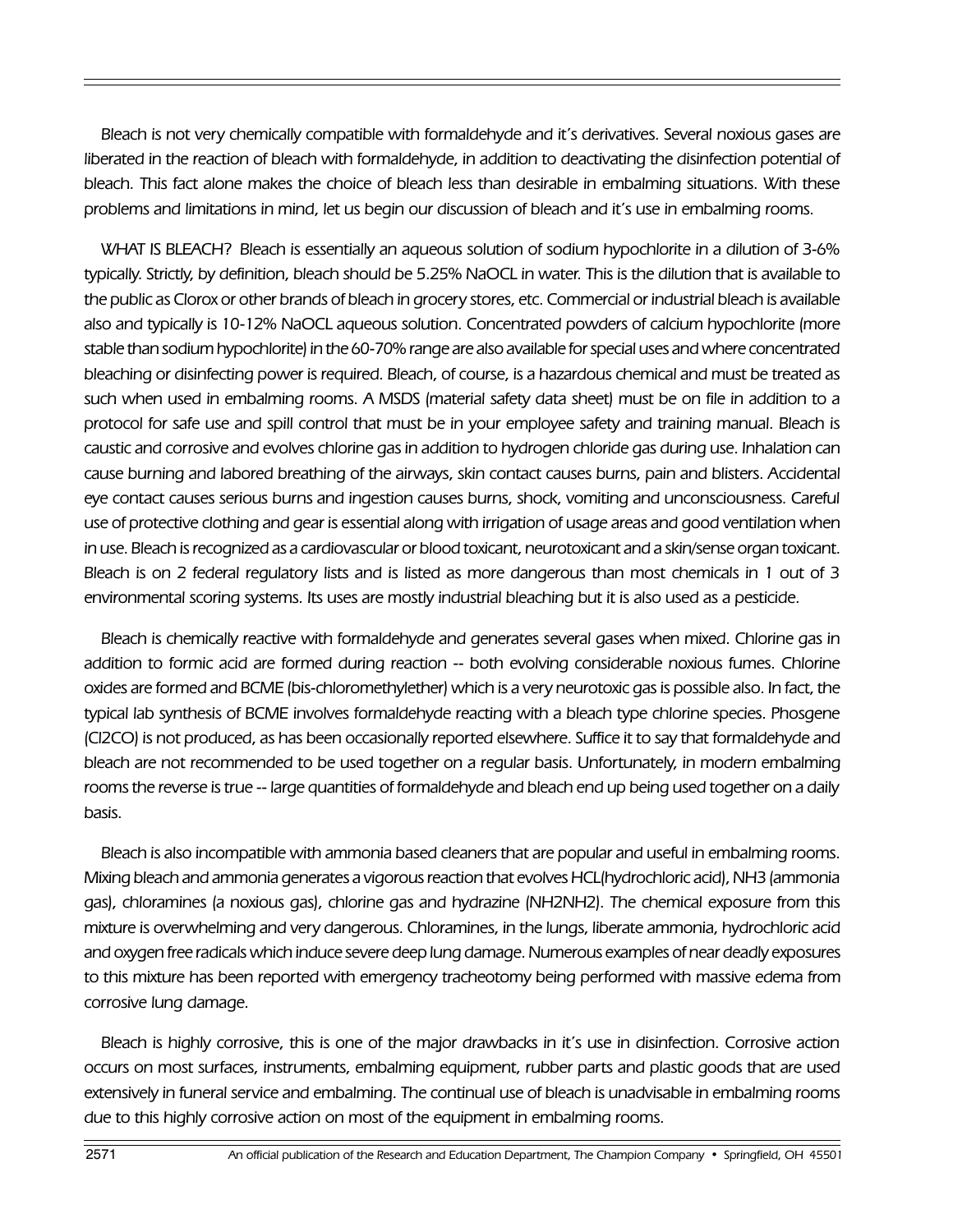*Bleach is not very chemically compatible with formaldehyde and it's derivatives. Several noxious gases are liberated in the reaction of bleach with formaldehyde, in addition to deactivating the disinfection potential of bleach. This fact alone makes the choice of bleach less than desirable in embalming situations. With these problems and limitations in mind, let us begin our discussion of bleach and it's use in embalming rooms.*

*WHAT IS BLEACH? Bleach is essentially an aqueous solution of sodium hypochlorite in a dilution of 3-6% typically. Strictly, by definition, bleach should be 5.25% NaOCL in water. This is the dilution that is available to the public as Clorox or other brands of bleach in grocery stores, etc. Commercial or industrial bleach is available also and typically is 10-12% NaOCL aqueous solution. Concentrated powders of calcium hypochlorite (more stable than sodium hypochlorite) in the 60-70% range are also available for special uses and where concentrated bleaching or disinfecting power is required. Bleach, of course, is a hazardous chemical and must be treated as such when used in embalming rooms. A MSDS (material safety data sheet) must be on file in addition to a protocol for safe use and spill control that must be in your employee safety and training manual. Bleach is caustic and corrosive and evolves chlorine gas in addition to hydrogen chloride gas during use. Inhalation can cause burning and labored breathing of the airways, skin contact causes burns, pain and blisters. Accidental eye contact causes serious burns and ingestion causes burns, shock, vomiting and unconsciousness. Careful use of protective clothing and gear is essential along with irrigation of usage areas and good ventilation when in use. Bleach is recognized as a cardiovascular or blood toxicant, neurotoxicant and a skin/sense organ toxicant. Bleach is on 2 federal regulatory lists and is listed as more dangerous than most chemicals in 1 out of 3 environmental scoring systems. Its uses are mostly industrial bleaching but it is also used as a pesticide.*

*Bleach is chemically reactive with formaldehyde and generates several gases when mixed. Chlorine gas in addition to formic acid are formed during reaction -- both evolving considerable noxious fumes. Chlorine oxides are formed and BCME (bis-chloromethylether) which is a very neurotoxic gas is possible also. In fact, the typical lab synthesis of BCME involves formaldehyde reacting with a bleach type chlorine species. Phosgene ($Cl_2CO$) is not produced, as has been occasionally reported elsewhere. Suffice it to say that formaldehyde and bleach are not recommended to be used together on a regular basis. Unfortunately, in modern embalming rooms the reverse is true -- large quantities of formaldehyde and bleach end up being used together on a daily basis.*

*Bleach is also incompatible with ammonia based cleaners that are popular and useful in embalming rooms. Mixing bleach and ammonia generates a vigorous reaction that evolves HCL(hydrochloric acid), $NH_3$ (ammonia gas), chloramines (a noxious gas), chlorine gas and hydrazine ($NH_2NH_2$). The chemical exposure from this mixture is overwhelming and very dangerous. Chloramines, in the lungs, liberate ammonia, hydrochloric acid and oxygen free radicals which induce severe deep lung damage. Numerous examples of near deadly exposures to this mixture has been reported with emergency tracheotomy being performed with massive edema from corrosive lung damage.*

*Bleach is highly corrosive, this is one of the major drawbacks in it's use in disinfection. Corrosive action occurs on most surfaces, instruments, embalming equipment, rubber parts and plastic goods that are used extensively in funeral service and embalming. The continual use of bleach is unadvisable in embalming rooms due to this highly corrosive action on most of the equipment in embalming rooms.*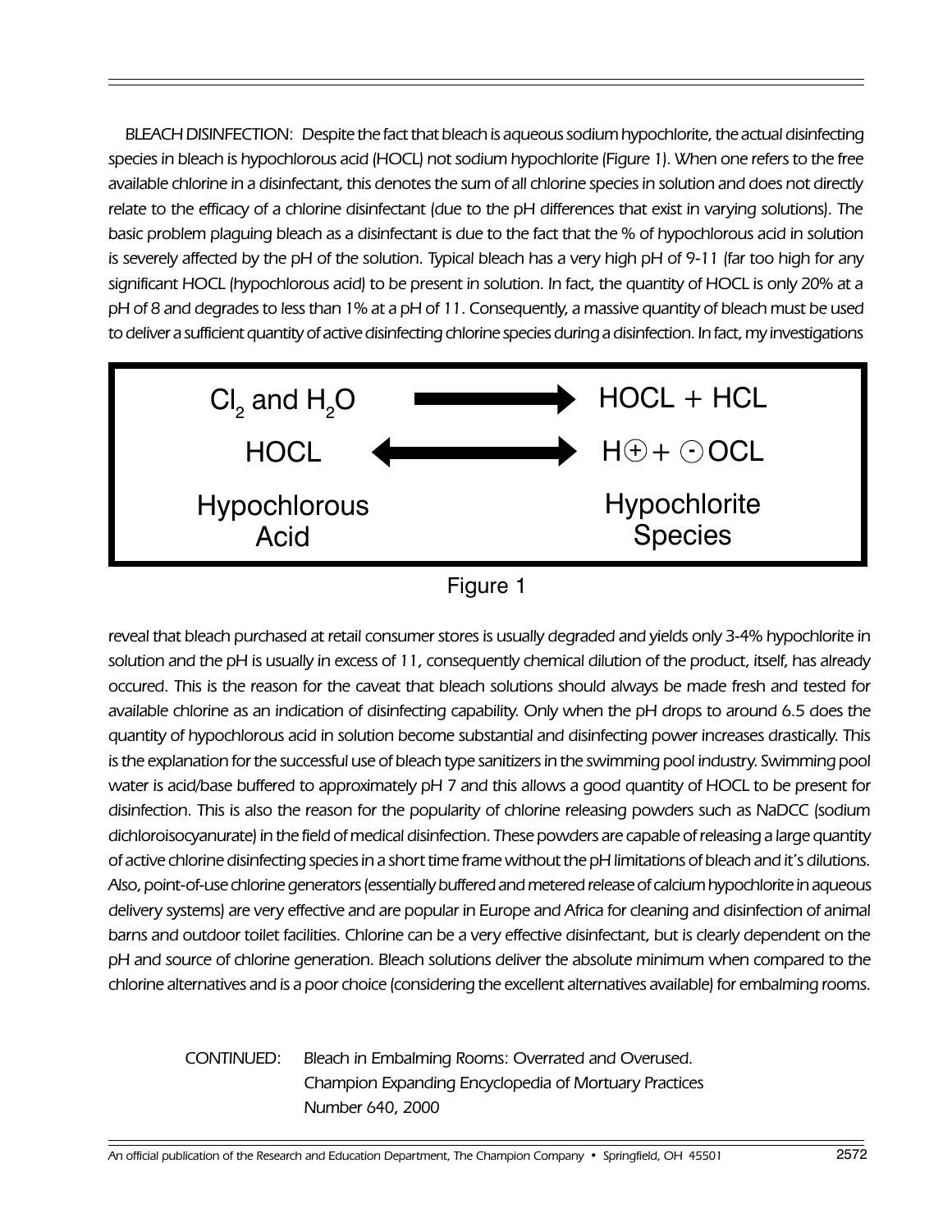*BLEACH DISINFECTION:* Despite the fact that bleach is aqueous sodium hypochlorite, the actual disinfecting species in bleach is hypochlorous acid (HOCL) not sodium hypochlorite (Figure 1). When one refers to the free available chlorine in a disinfectant, this denotes the sum of all chlorine species in solution and does not directly relate to the efficacy of a chlorine disinfectant (due to the pH differences that exist in varying solutions). The basic problem plaguing bleach as a disinfectant is due to the fact that the % of hypochlorous acid in solution is severely affected by the pH of the solution. Typical bleach has a very high pH of 9-11 (far too high for any significant HOCL (hypochlorous acid) to be present in solution. In fact, the quantity of HOCL is only 20% at a pH of 8 and degrades to less than 1% at a pH of 11. Consequently, a massive quantity of bleach must be used to deliver a sufficient quantity of active disinfecting chlorine species during a disinfection. In fact, my investigations

$$Cl_2 \text{ and } H_2O \longrightarrow HOCL + HCL$$

$$HOCL \longleftrightarrow H^{+} + {}^{-}OCL$$

Hypochlorous Acid | Hypochlorite Species

Figure 1

reveal that bleach purchased at retail consumer stores is usually degraded and yields only 3-4% hypochlorite in solution and the pH is usually in excess of 11, consequently chemical dilution of the product, itself, has already occured. This is the reason for the caveat that bleach solutions should always be made fresh and tested for available chlorine as an indication of disinfecting capability. Only when the pH drops to around 6.5 does the quantity of hypochlorous acid in solution become substantial and disinfecting power increases drastically. This is the explanation for the successful use of bleach type sanitizers in the swimming pool industry. Swimming pool water is acid/base buffered to approximately pH 7 and this allows a good quantity of HOCL to be present for disinfection. This is also the reason for the popularity of chlorine releasing powders such as NaDCC (sodium dichloroisocyanurate) in the field of medical disinfection. These powders are capable of releasing a large quantity of active chlorine disinfecting species in a short time frame without the pH limitations of bleach and it's dilutions. Also, point-of-use chlorine generators (essentially buffered and metered release of calcium hypochlorite in aqueous delivery systems) are very effective and are popular in Europe and Africa for cleaning and disinfection of animal barns and outdoor toilet facilities. Chlorine can be a very effective disinfectant, but is clearly dependent on the pH and source of chlorine generation. Bleach solutions deliver the absolute minimum when compared to the chlorine alternatives and is a poor choice (considering the excellent alternatives available) for embalming rooms.

*CONTINUED:* Bleach in Embalming Rooms: Overrated and Overused.
Champion Expanding Encyclopedia of Mortuary Practices
Number 640, 2000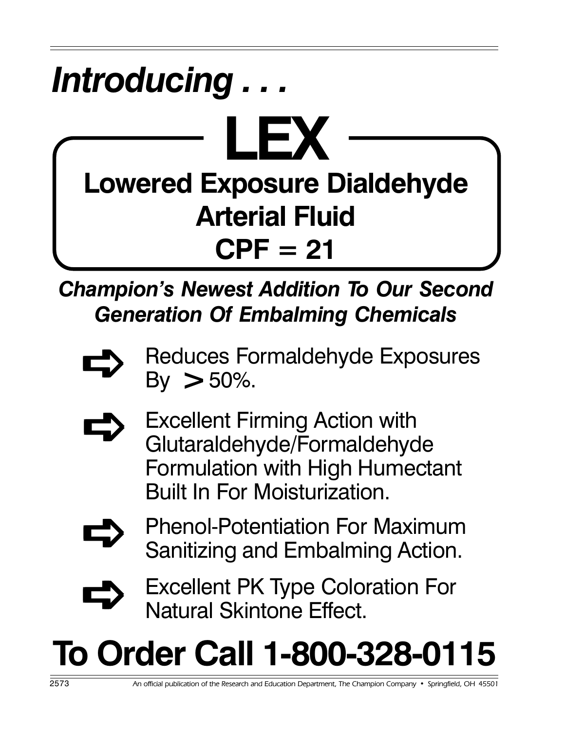# *Introducing . . .*

# LEX

## Lowered Exposure Dialdehyde Arterial Fluid

## CPF = 21

***Champion's Newest Addition To Our Second Generation Of Embalming Chemicals***

- Reduces Formaldehyde Exposures By > 50%.
- Excellent Firming Action with Glutaraldehyde/Formaldehyde Formulation with High Humectant Built In For Moisturization.
- Phenol-Potentiation For Maximum Sanitizing and Embalming Action.
- Excellent PK Type Coloration For Natural Skintone Effect.

# To Order Call 1-800-328-0115

2573 *An official publication of the Research and Education Department, The Champion Company • Springfield, OH 45501*